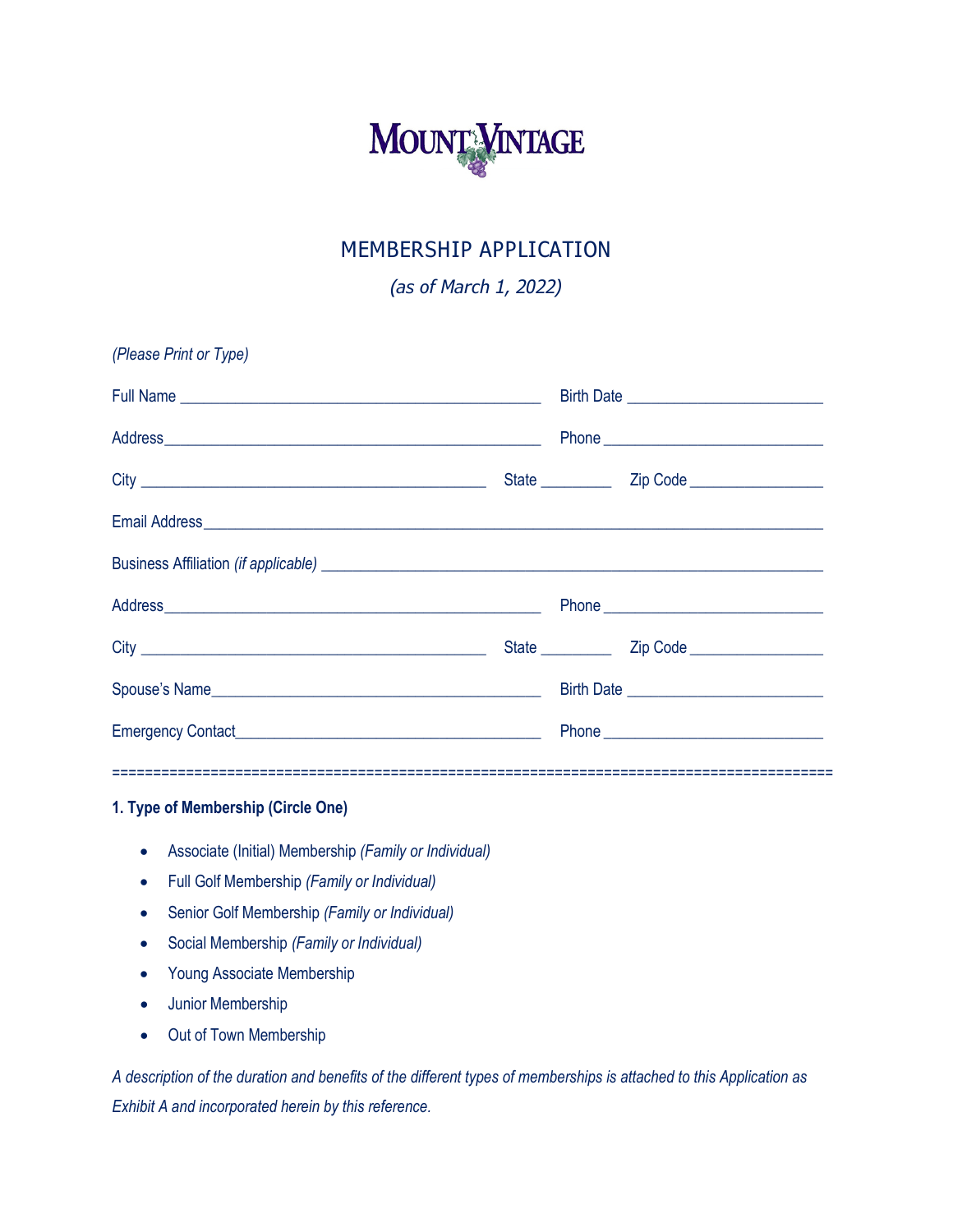# MOUNT VINTAGE

## MEMBERSHIP APPLICATION

*(as of March 1, 2022)*

*(Please Print or Type)*

Full Name _____________________________________________ Birth Date ________________________

Address_______________________________________________ Phone ___________________________

City ___________________________________________ State _________ Zip Code ________________

Email Address___________________________________________________________________________

Business Affiliation *(if applicable)* ______________________________________________________________

Address_______________________________________________ Phone ___________________________

City ___________________________________________ State _________ Zip Code ________________

Spouse's Name__________________________________________ Birth Date ________________________

Emergency Contact______________________________________ Phone ___________________________

==========================================================================================

**1. Type of Membership (Circle One)**

- Associate (Initial) Membership *(Family or Individual)*
- Full Golf Membership *(Family or Individual)*
- Senior Golf Membership *(Family or Individual)*
- Social Membership *(Family or Individual)*
- Young Associate Membership
- Junior Membership
- Out of Town Membership

*A description of the duration and benefits of the different types of memberships is attached to this Application as Exhibit A and incorporated herein by this reference.*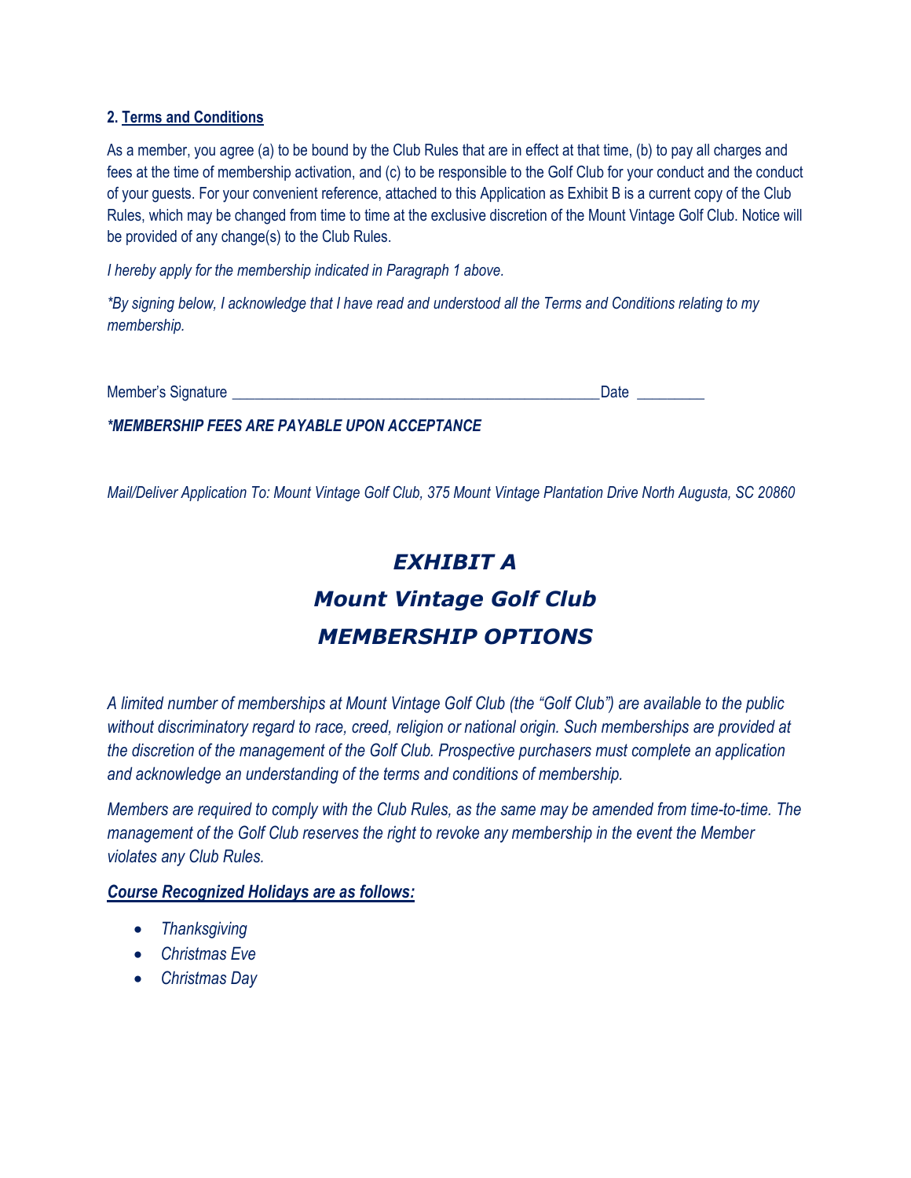**2. Terms and Conditions**

As a member, you agree (a) to be bound by the Club Rules that are in effect at that time, (b) to pay all charges and fees at the time of membership activation, and (c) to be responsible to the Golf Club for your conduct and the conduct of your guests. For your convenient reference, attached to this Application as Exhibit B is a current copy of the Club Rules, which may be changed from time to time at the exclusive discretion of the Mount Vintage Golf Club. Notice will be provided of any change(s) to the Club Rules.

*I hereby apply for the membership indicated in Paragraph 1 above.*

**By signing below, I acknowledge that I have read and understood all the Terms and Conditions relating to my membership.**

Member's Signature _________________________________________________Date _________

***MEMBERSHIP FEES ARE PAYABLE UPON ACCEPTANCE***

*Mail/Deliver Application To: Mount Vintage Golf Club, 375 Mount Vintage Plantation Drive North Augusta, SC 20860*

# *EXHIBIT A*
# *Mount Vintage Golf Club*
# *MEMBERSHIP OPTIONS*

*A limited number of memberships at Mount Vintage Golf Club (the "Golf Club") are available to the public without discriminatory regard to race, creed, religion or national origin. Such memberships are provided at the discretion of the management of the Golf Club. Prospective purchasers must complete an application and acknowledge an understanding of the terms and conditions of membership.*

*Members are required to comply with the Club Rules, as the same may be amended from time-to-time. The management of the Golf Club reserves the right to revoke any membership in the event the Member violates any Club Rules.*

***Course Recognized Holidays are as follows:***

- *Thanksgiving*
- *Christmas Eve*
- *Christmas Day*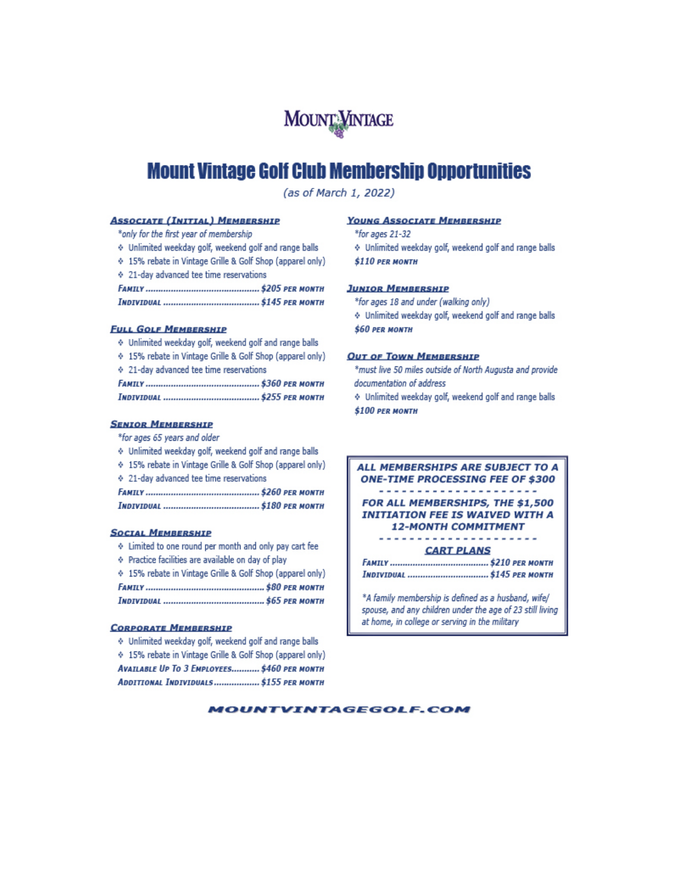MOUNT VINTAGE

# Mount Vintage Golf Club Membership Opportunities

*(as of March 1, 2022)*

## Associate (Initial) Membership

*only for the first year of membership

- Unlimited weekday golf, weekend golf and range balls
- 15% rebate in Vintage Grille & Golf Shop (apparel only)
- 21-day advanced tee time reservations

*Family* .......... *$205 per month*
*Individual* .......... *$145 per month*

## Full Golf Membership

- Unlimited weekday golf, weekend golf and range balls
- 15% rebate in Vintage Grille & Golf Shop (apparel only)
- 21-day advanced tee time reservations

*Family* .......... *$360 per month*
*Individual* .......... *$255 per month*

## Senior Membership

*for ages 65 years and older

- Unlimited weekday golf, weekend golf and range balls
- 15% rebate in Vintage Grille & Golf Shop (apparel only)
- 21-day advanced tee time reservations

*Family* .......... *$260 per month*
*Individual* .......... *$180 per month*

## Social Membership

- Limited to one round per month and only pay cart fee
- Practice facilities are available on day of play
- 15% rebate in Vintage Grille & Golf Shop (apparel only)

*Family* .......... *$80 per month*
*Individual* .......... *$65 per month*

## Corporate Membership

- Unlimited weekday golf, weekend golf and range balls
- 15% rebate in Vintage Grille & Golf Shop (apparel only)

*Available Up To 3 Employees* .......... *$460 per month*
*Additional Individuals* .......... *$155 per month*

## Young Associate Membership

*for ages 21-32

- Unlimited weekday golf, weekend golf and range balls

*$110 per month*

## Junior Membership

*for ages 18 and under (walking only)

- Unlimited weekday golf, weekend golf and range balls

*$60 per month*

## Out of Town Membership

*must live 50 miles outside of North Augusta and provide documentation of address

- Unlimited weekday golf, weekend golf and range balls

*$100 per month*

---

**ALL MEMBERSHIPS ARE SUBJECT TO A ONE-TIME PROCESSING FEE OF $300**

---

**FOR ALL MEMBERSHIPS, THE $1,500 INITIATION FEE IS WAIVED WITH A 12-MONTH COMMITMENT**

---

**CART PLANS**

*Family* .......... *$210 per month*
*Individual* .......... *$145 per month*

*A family membership is defined as a husband, wife/spouse, and any children under the age of 23 still living at home, in college or serving in the military

---

**MOUNTVINTAGEGOLF.COM**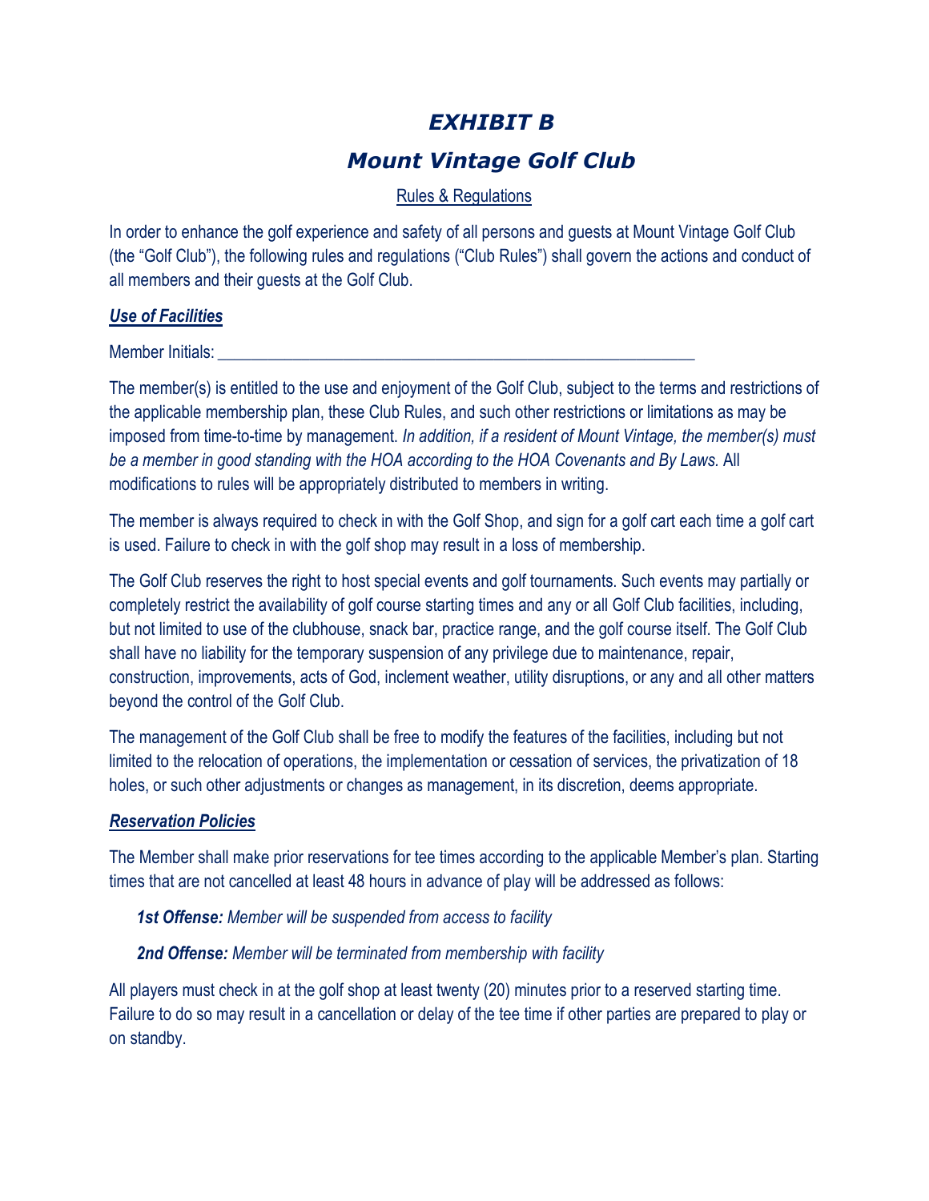# *EXHIBIT B*

## *Mount Vintage Golf Club*

Rules & Regulations

In order to enhance the golf experience and safety of all persons and guests at Mount Vintage Golf Club (the "Golf Club"), the following rules and regulations ("Club Rules") shall govern the actions and conduct of all members and their guests at the Golf Club.

### ***Use of Facilities***

Member Initials: ___________________________________________________________

The member(s) is entitled to the use and enjoyment of the Golf Club, subject to the terms and restrictions of the applicable membership plan, these Club Rules, and such other restrictions or limitations as may be imposed from time-to-time by management. *In addition, if a resident of Mount Vintage, the member(s) must be a member in good standing with the HOA according to the HOA Covenants and By Laws.* All modifications to rules will be appropriately distributed to members in writing.

The member is always required to check in with the Golf Shop, and sign for a golf cart each time a golf cart is used. Failure to check in with the golf shop may result in a loss of membership.

The Golf Club reserves the right to host special events and golf tournaments. Such events may partially or completely restrict the availability of golf course starting times and any or all Golf Club facilities, including, but not limited to use of the clubhouse, snack bar, practice range, and the golf course itself. The Golf Club shall have no liability for the temporary suspension of any privilege due to maintenance, repair, construction, improvements, acts of God, inclement weather, utility disruptions, or any and all other matters beyond the control of the Golf Club.

The management of the Golf Club shall be free to modify the features of the facilities, including but not limited to the relocation of operations, the implementation or cessation of services, the privatization of 18 holes, or such other adjustments or changes as management, in its discretion, deems appropriate.

### ***Reservation Policies***

The Member shall make prior reservations for tee times according to the applicable Member's plan. Starting times that are not cancelled at least 48 hours in advance of play will be addressed as follows:

***1st Offense:*** *Member will be suspended from access to facility*

***2nd Offense:*** *Member will be terminated from membership with facility*

All players must check in at the golf shop at least twenty (20) minutes prior to a reserved starting time. Failure to do so may result in a cancellation or delay of the tee time if other parties are prepared to play or on standby.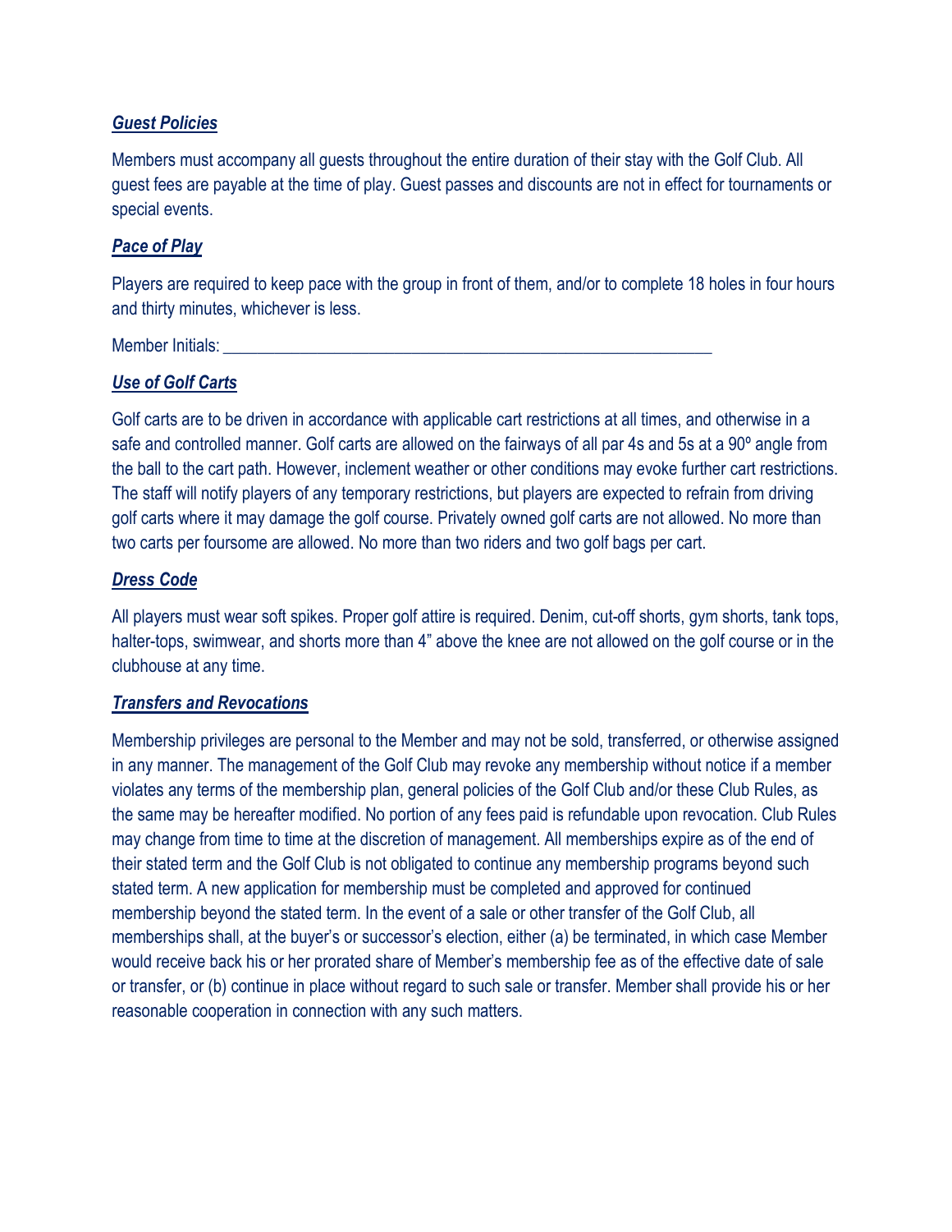***Guest Policies***

Members must accompany all guests throughout the entire duration of their stay with the Golf Club. All guest fees are payable at the time of play. Guest passes and discounts are not in effect for tournaments or special events.

***Pace of Play***

Players are required to keep pace with the group in front of them, and/or to complete 18 holes in four hours and thirty minutes, whichever is less.

Member Initials: ___________________________________________________________

***Use of Golf Carts***

Golf carts are to be driven in accordance with applicable cart restrictions at all times, and otherwise in a safe and controlled manner. Golf carts are allowed on the fairways of all par 4s and 5s at a 90º angle from the ball to the cart path. However, inclement weather or other conditions may evoke further cart restrictions. The staff will notify players of any temporary restrictions, but players are expected to refrain from driving golf carts where it may damage the golf course. Privately owned golf carts are not allowed. No more than two carts per foursome are allowed. No more than two riders and two golf bags per cart.

***Dress Code***

All players must wear soft spikes. Proper golf attire is required. Denim, cut-off shorts, gym shorts, tank tops, halter-tops, swimwear, and shorts more than 4" above the knee are not allowed on the golf course or in the clubhouse at any time.

***Transfers and Revocations***

Membership privileges are personal to the Member and may not be sold, transferred, or otherwise assigned in any manner. The management of the Golf Club may revoke any membership without notice if a member violates any terms of the membership plan, general policies of the Golf Club and/or these Club Rules, as the same may be hereafter modified. No portion of any fees paid is refundable upon revocation. Club Rules may change from time to time at the discretion of management. All memberships expire as of the end of their stated term and the Golf Club is not obligated to continue any membership programs beyond such stated term. A new application for membership must be completed and approved for continued membership beyond the stated term. In the event of a sale or other transfer of the Golf Club, all memberships shall, at the buyer's or successor's election, either (a) be terminated, in which case Member would receive back his or her prorated share of Member's membership fee as of the effective date of sale or transfer, or (b) continue in place without regard to such sale or transfer. Member shall provide his or her reasonable cooperation in connection with any such matters.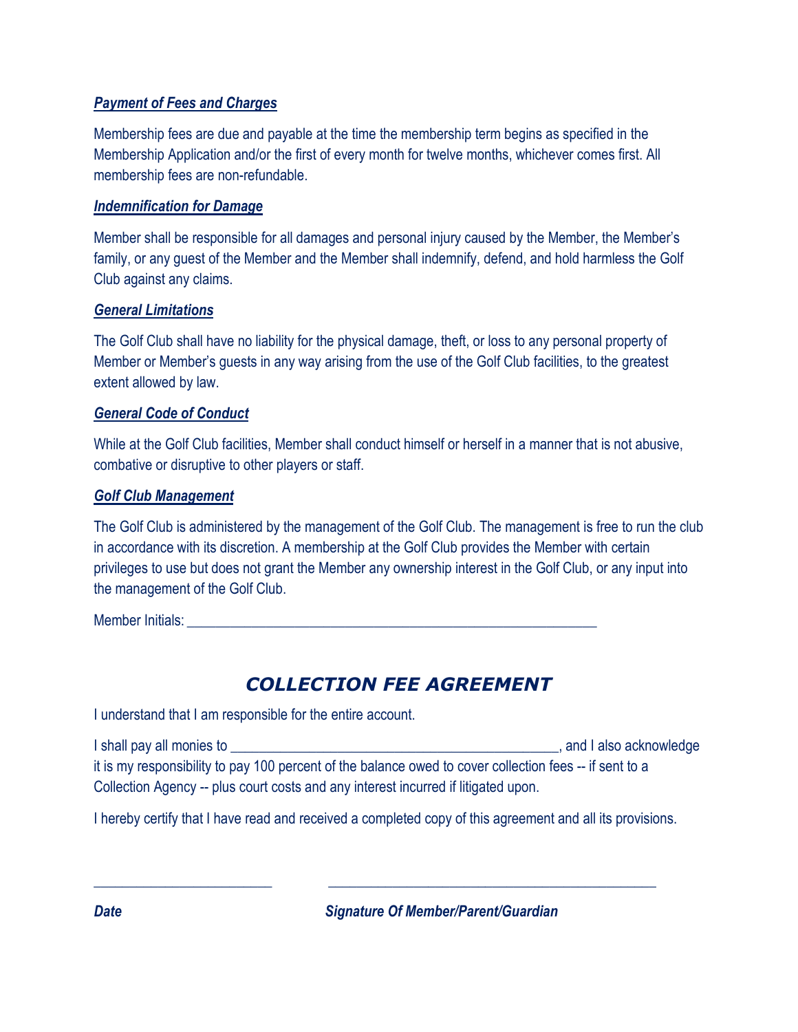***Payment of Fees and Charges***

Membership fees are due and payable at the time the membership term begins as specified in the Membership Application and/or the first of every month for twelve months, whichever comes first. All membership fees are non-refundable.

***Indemnification for Damage***

Member shall be responsible for all damages and personal injury caused by the Member, the Member's family, or any guest of the Member and the Member shall indemnify, defend, and hold harmless the Golf Club against any claims.

***General Limitations***

The Golf Club shall have no liability for the physical damage, theft, or loss to any personal property of Member or Member's guests in any way arising from the use of the Golf Club facilities, to the greatest extent allowed by law.

***General Code of Conduct***

While at the Golf Club facilities, Member shall conduct himself or herself in a manner that is not abusive, combative or disruptive to other players or staff.

***Golf Club Management***

The Golf Club is administered by the management of the Golf Club. The management is free to run the club in accordance with its discretion. A membership at the Golf Club provides the Member with certain privileges to use but does not grant the Member any ownership interest in the Golf Club, or any input into the management of the Golf Club.

Member Initials: ___________________________________________________________

## *COLLECTION FEE AGREEMENT*

I understand that I am responsible for the entire account.

I shall pay all monies to ________________________________________________, and I also acknowledge it is my responsibility to pay 100 percent of the balance owed to cover collection fees -- if sent to a Collection Agency -- plus court costs and any interest incurred if litigated upon.

I hereby certify that I have read and received a completed copy of this agreement and all its provisions.

__________________________ ________________________________________________

***Date*** ***Signature Of Member/Parent/Guardian***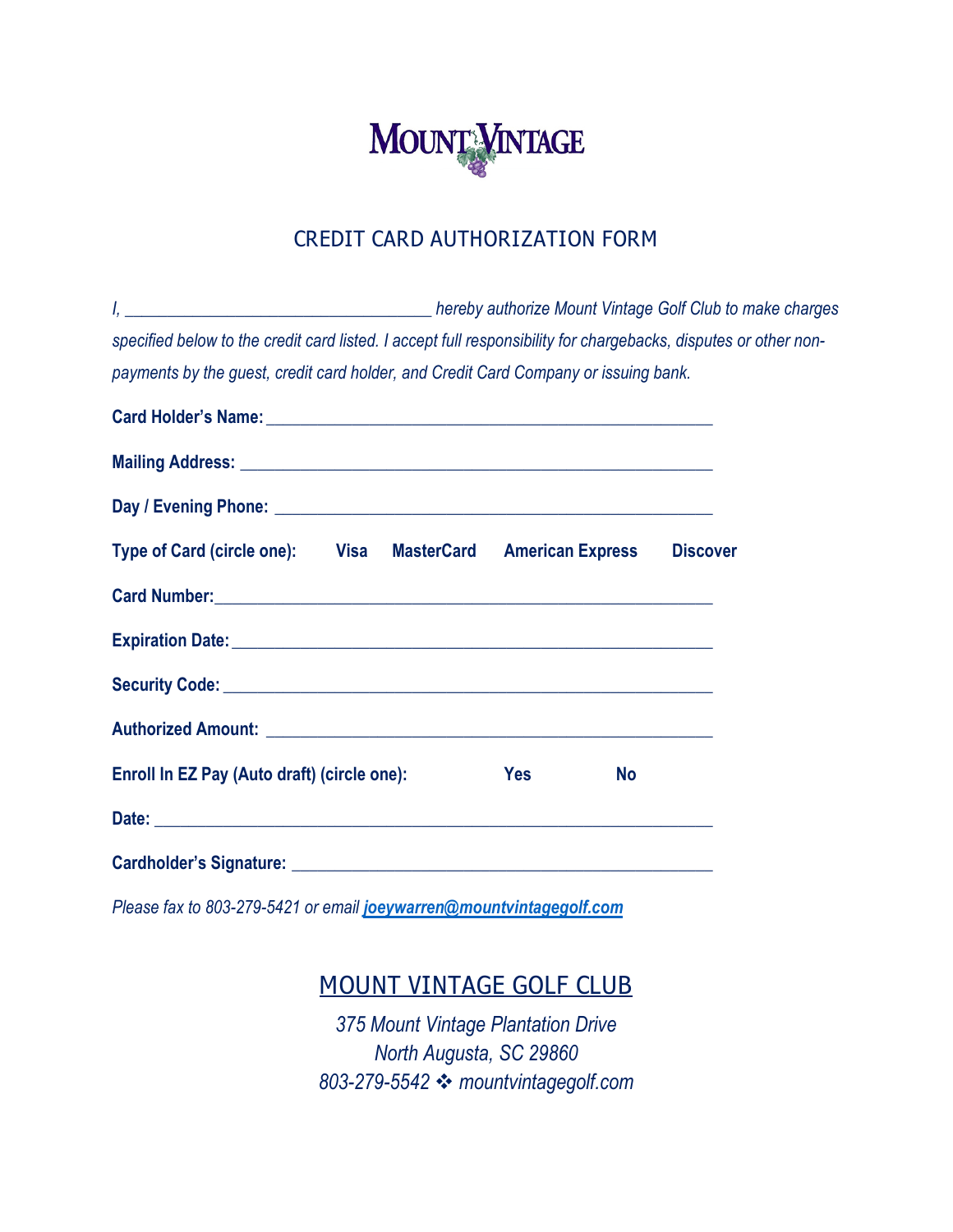# MOUNT VINTAGE

## CREDIT CARD AUTHORIZATION FORM

*I, __________________________________ hereby authorize Mount Vintage Golf Club to make charges specified below to the credit card listed. I accept full responsibility for chargebacks, disputes or other non-payments by the guest, credit card holder, and Credit Card Company or issuing bank.*

**Card Holder's Name:** ____________________________________________________

**Mailing Address:** ______________________________________________________

**Day / Evening Phone:** ___________________________________________________

**Type of Card (circle one):** **Visa** **MasterCard** **American Express** **Discover**

**Card Number:** _________________________________________________________

**Expiration Date:** _______________________________________________________

**Security Code:** ________________________________________________________

**Authorized Amount:** ____________________________________________________

**Enroll In EZ Pay (Auto draft) (circle one):** **Yes** **No**

**Date:** _______________________________________________________________

**Cardholder's Signature:** _________________________________________________

*Please fax to 803-279-5421 or email* ***joeywarren@mountvintagegolf.com***

## MOUNT VINTAGE GOLF CLUB

*375 Mount Vintage Plantation Drive*
*North Augusta, SC 29860*
*803-279-5542 ❖ mountvintagegolf.com*